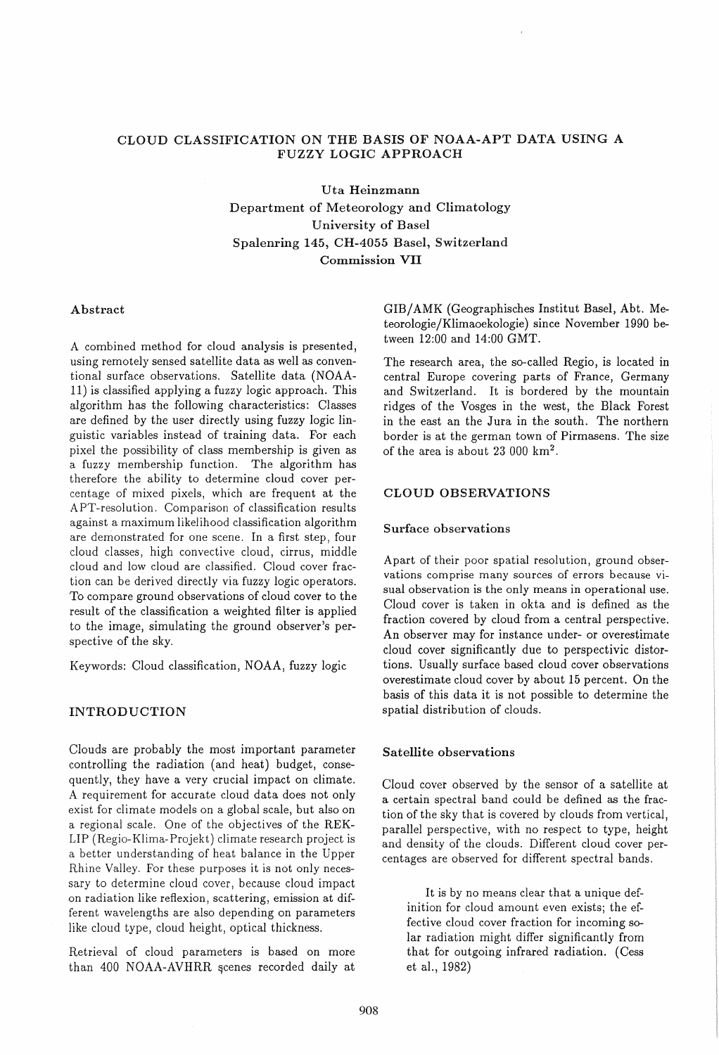# CLOUD CLASSIFICATION ON THE BASIS OF NOAA-APT DATA USING A FUZZY LOGIC APPROACH

Uta Heinzmann
Department of Meteorology and Climatology
University of Basel
Spalenring 145, CH-4055 Basel, Switzerland
Commission VII

## Abstract

A combined method for cloud analysis is presented, using remotely sensed satellite data as well as conventional surface observations. Satellite data (NOAA-11) is classified applying a fuzzy logic approach. This algorithm has the following characteristics: Classes are defined by the user directly using fuzzy logic linguistic variables instead of training data. For each pixel the possibility of class membership is given as a fuzzy membership function. The algorithm has therefore the ability to determine cloud cover percentage of mixed pixels, which are frequent at the APT-resolution. Comparison of classification results against a maximum likelihood classification algorithm are demonstrated for one scene. In a first step, four cloud classes, high convective cloud, cirrus, middle cloud and low cloud are classified. Cloud cover fraction can be derived directly via fuzzy logic operators. To compare ground observations of cloud cover to the result of the classification a weighted filter is applied to the image, simulating the ground observer's perspective of the sky.

Keywords: Cloud classification, NOAA, fuzzy logic

## INTRODUCTION

Clouds are probably the most important parameter controlling the radiation (and heat) budget, consequently, they have a very crucial impact on climate. A requirement for accurate cloud data does not only exist for climate models on a global scale, but also on a regional scale. One of the objectives of the REKLIP (Regio-Klima-Projekt) climate research project is a better understanding of heat balance in the Upper Rhine Valley. For these purposes it is not only necessary to determine cloud cover, because cloud impact on radiation like reflexion, scattering, emission at different wavelengths are also depending on parameters like cloud type, cloud height, optical thickness.

Retrieval of cloud parameters is based on more than 400 NOAA-AVHRR scenes recorded daily at GIB/AMK (Geographisches Institut Basel, Abt. Meteorologie/Klimaoekologie) since November 1990 between 12:00 and 14:00 GMT.

The research area, the so-called Regio, is located in central Europe covering parts of France, Germany and Switzerland. It is bordered by the mountain ridges of the Vosges in the west, the Black Forest in the east an the Jura in the south. The northern border is at the german town of Pirmasens. The size of the area is about 23 000 km$^2$.

## CLOUD OBSERVATIONS

### Surface observations

Apart of their poor spatial resolution, ground observations comprise many sources of errors because visual observation is the only means in operational use. Cloud cover is taken in okta and is defined as the fraction covered by cloud from a central perspective. An observer may for instance under- or overestimate cloud cover significantly due to perspectivic distortions. Usually surface based cloud cover observations overestimate cloud cover by about 15 percent. On the basis of this data it is not possible to determine the spatial distribution of clouds.

### Satellite observations

Cloud cover observed by the sensor of a satellite at a certain spectral band could be defined as the fraction of the sky that is covered by clouds from vertical, parallel perspective, with no respect to type, height and density of the clouds. Different cloud cover percentages are observed for different spectral bands.

> It is by no means clear that a unique definition for cloud amount even exists; the effective cloud cover fraction for incoming solar radiation might differ significantly from that for outgoing infrared radiation. (Cess et al., 1982)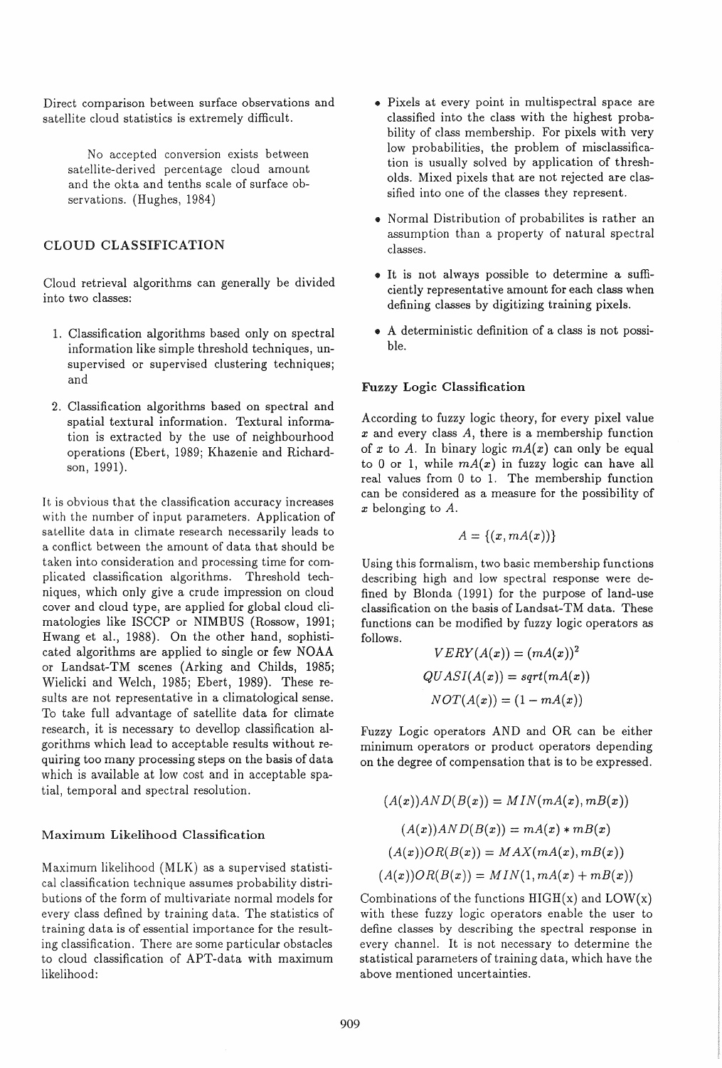Direct comparison between surface observations and satellite cloud statistics is extremely difficult.

> No accepted conversion exists between satellite-derived percentage cloud amount and the okta and tenths scale of surface observations. (Hughes, 1984)

## CLOUD CLASSIFICATION

Cloud retrieval algorithms can generally be divided into two classes:

1. Classification algorithms based only on spectral information like simple threshold techniques, unsupervised or supervised clustering techniques; and
2. Classification algorithms based on spectral and spatial textural information. Textural information is extracted by the use of neighbourhood operations (Ebert, 1989; Khazenie and Richardson, 1991).

It is obvious that the classification accuracy increases with the number of input parameters. Application of satellite data in climate research necessarily leads to a conflict between the amount of data that should be taken into consideration and processing time for complicated classification algorithms. Threshold techniques, which only give a crude impression on cloud cover and cloud type, are applied for global cloud climatologies like ISCCP or NIMBUS (Rossow, 1991; Hwang et al., 1988). On the other hand, sophisticated algorithms are applied to single or few NOAA or Landsat-TM scenes (Arking and Childs, 1985; Wielicki and Welch, 1985; Ebert, 1989). These results are not representative in a climatological sense. To take full advantage of satellite data for climate research, it is necessary to devellop classification algorithms which lead to acceptable results without requiring too many processing steps on the basis of data which is available at low cost and in acceptable spatial, temporal and spectral resolution.

### Maximum Likelihood Classification

Maximum likelihood (MLK) as a supervised statistical classification technique assumes probability distributions of the form of multivariate normal models for every class defined by training data. The statistics of training data is of essential importance for the resulting classification. There are some particular obstacles to cloud classification of APT-data with maximum likelihood:

- Pixels at every point in multispectral space are classified into the class with the highest probability of class membership. For pixels with very low probabilities, the problem of misclassification is usually solved by application of thresholds. Mixed pixels that are not rejected are classified into one of the classes they represent.
- Normal Distribution of probabilites is rather an assumption than a property of natural spectral classes.
- It is not always possible to determine a sufficiently representative amount for each class when defining classes by digitizing training pixels.
- A deterministic definition of a class is not possible.

### Fuzzy Logic Classification

According to fuzzy logic theory, for every pixel value $x$ and every class $A$, there is a membership function of $x$ to $A$. In binary logic $mA(x)$ can only be equal to 0 or 1, while $mA(x)$ in fuzzy logic can have all real values from 0 to 1. The membership function can be considered as a measure for the possibility of $x$ belonging to $A$.

$$A = \{(x, mA(x))\}$$

Using this formalism, two basic membership functions describing high and low spectral response were defined by Blonda (1991) for the purpose of land-use classification on the basis of Landsat-TM data. These functions can be modified by fuzzy logic operators as follows.

$$VERY(A(x)) = (mA(x))^2$$

$$QUASI(A(x)) = sqrt(mA(x))$$

$$NOT(A(x)) = (1 - mA(x))$$

Fuzzy Logic operators AND and OR can be either minimum operators or product operators depending on the degree of compensation that is to be expressed.

$$(A(x))AND(B(x)) = MIN(mA(x), mB(x))$$

$$(A(x))AND(B(x)) = mA(x) * mB(x)$$

$$(A(x))OR(B(x)) = MAX(mA(x), mB(x))$$

$$(A(x))OR(B(x)) = MIN(1, mA(x) + mB(x))$$

Combinations of the functions HIGH(x) and LOW(x) with these fuzzy logic operators enable the user to define classes by describing the spectral response in every channel. It is not necessary to determine the statistical parameters of training data, which have the above mentioned uncertainties.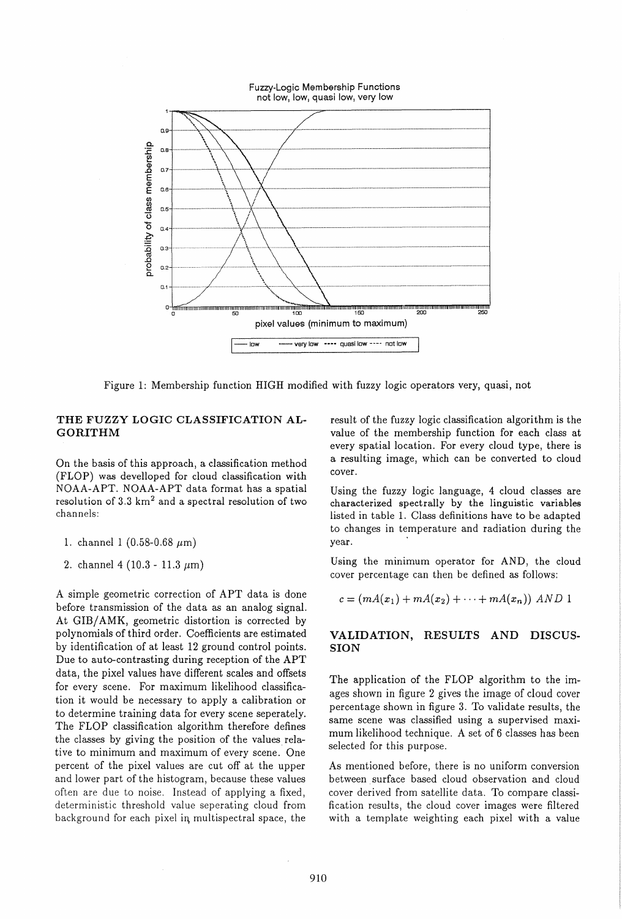Figure 1: Membership function HIGH modified with fuzzy logic operators very, quasi, not

## THE FUZZY LOGIC CLASSIFICATION ALGORITHM

On the basis of this approach, a classification method (FLOP) was develloped for cloud classification with NOAA-APT. NOAA-APT data format has a spatial resolution of 3.3 $km^2$ and a spectral resolution of two channels:

1. channel 1 (0.58-0.68 $\mu$m)
2. channel 4 (10.3 - 11.3 $\mu$m)

A simple geometric correction of APT data is done before transmission of the data as an analog signal. At GIB/AMK, geometric distortion is corrected by polynomials of third order. Coefficients are estimated by identification of at least 12 ground control points. Due to auto-contrasting during reception of the APT data, the pixel values have different scales and offsets for every scene. For maximum likelihood classification it would be necessary to apply a calibration or to determine training data for every scene seperately. The FLOP classification algorithm therefore defines the classes by giving the position of the values relative to minimum and maximum of every scene. One percent of the pixel values are cut off at the upper and lower part of the histogram, because these values often are due to noise. Instead of applying a fixed, deterministic threshold value seperating cloud from background for each pixel in multispectral space, the result of the fuzzy logic classification algorithm is the value of the membership function for each class at every spatial location. For every cloud type, there is a resulting image, which can be converted to cloud cover.

Using the fuzzy logic language, 4 cloud classes are characterized spectrally by the linguistic variables listed in table 1. Class definitions have to be adapted to changes in temperature and radiation during the year.

Using the minimum operator for AND, the cloud cover percentage can then be defined as follows:

$$c = (mA(x_1) + mA(x_2) + \cdots + mA(x_n))\ AND\ 1$$

## VALIDATION, RESULTS AND DISCUSSION

The application of the FLOP algorithm to the images shown in figure 2 gives the image of cloud cover percentage shown in figure 3. To validate results, the same scene was classified using a supervised maximum likelihood technique. A set of 6 classes has been selected for this purpose.

As mentioned before, there is no uniform conversion between surface based cloud observation and cloud cover derived from satellite data. To compare classification results, the cloud cover images were filtered with a template weighting each pixel with a value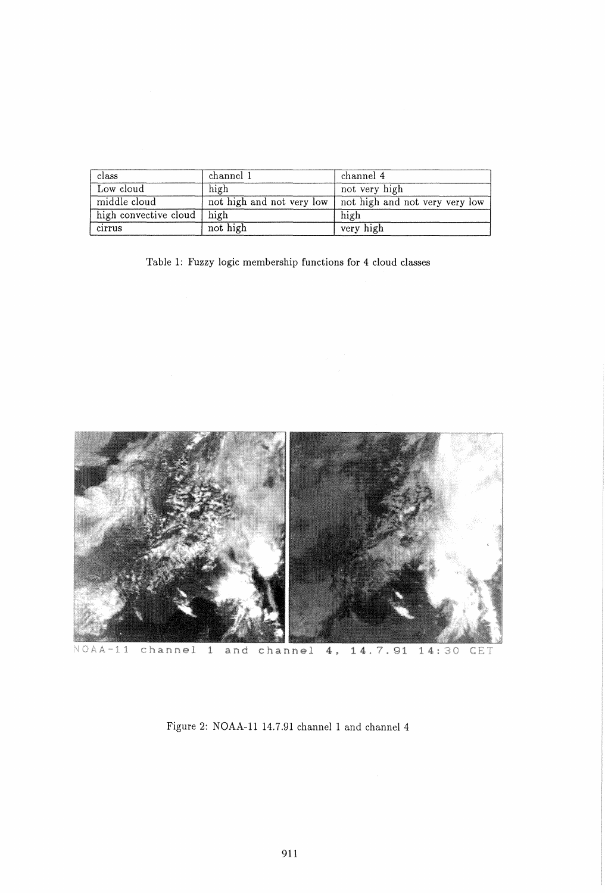| class | channel 1 | channel 4 |
| --- | --- | --- |
| Low cloud | high | not very high |
| middle cloud | not high and not very low | not high and not very very low |
| high convective cloud | high | high |
| cirrus | not high | very high |

Table 1: Fuzzy logic membership functions for 4 cloud classes

NOAA-11 channel 1 and channel 4, 14.7.91 14:30 CET

Figure 2: NOAA-11 14.7.91 channel 1 and channel 4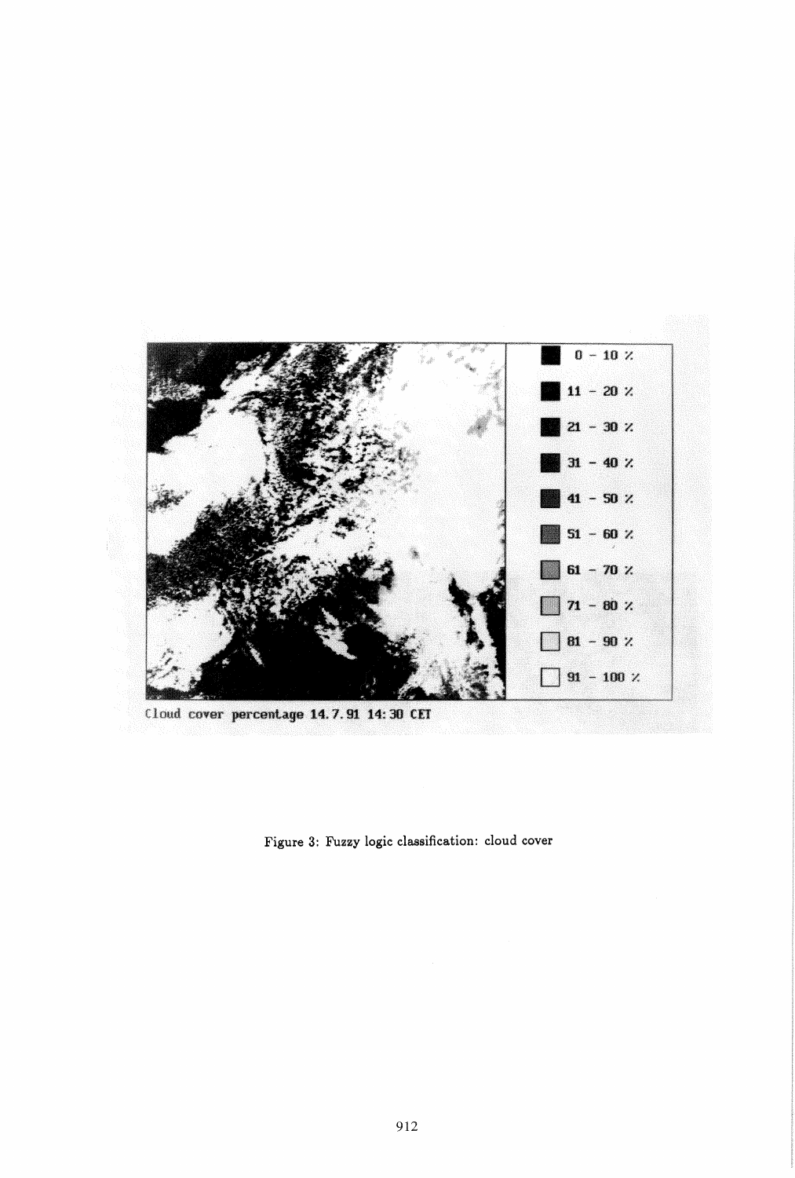| | |
|---|---|
| ■ | 0 - 10 % |
| ■ | 11 - 20 % |
| ■ | 21 - 30 % |
| ■ | 31 - 40 % |
| ■ | 41 - 50 % |
| ■ | 51 - 60 % |
| ■ | 61 - 70 % |
| ■ | 71 - 80 % |
| □ | 81 - 90 % |
| □ | 91 - 100 % |

Cloud cover percentage 14.7.91 14:30 CET

Figure 3: Fuzzy logic classification: cloud cover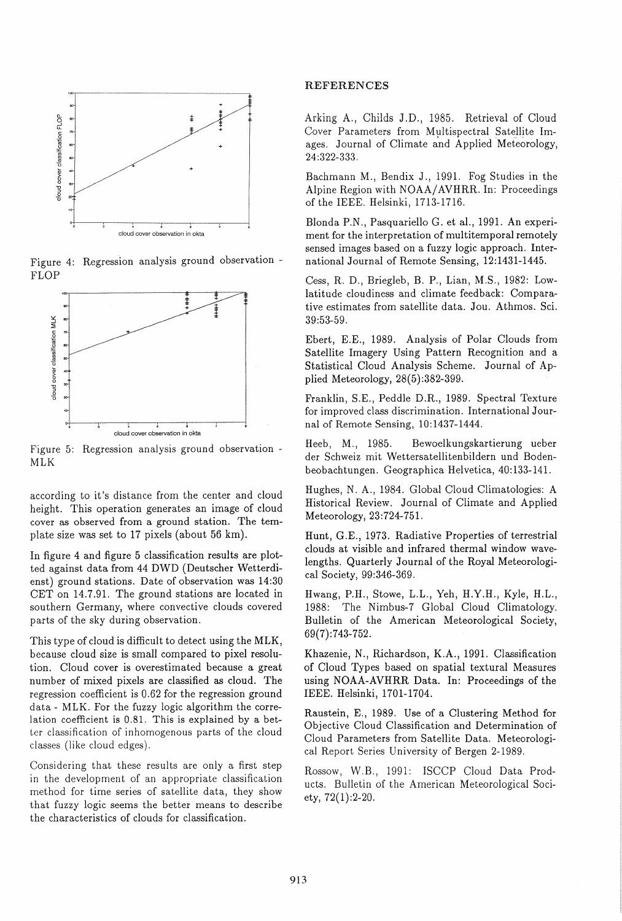cloud cover classification FLOP

cloud cover observation in okta

Figure 4: Regression analysis ground observation - FLOP

cloud cover classification MLK

cloud cover observation in okta

Figure 5: Regression analysis ground observation - MLK

according to it's distance from the center and cloud height. This operation generates an image of cloud cover as observed from a ground station. The template size was set to 17 pixels (about 56 km).

In figure 4 and figure 5 classification results are plotted against data from 44 DWD (Deutscher Wetterdienst) ground stations. Date of observation was 14:30 CET on 14.7.91. The ground stations are located in southern Germany, where convective clouds covered parts of the sky during observation.

This type of cloud is difficult to detect using the MLK, because cloud size is small compared to pixel resolution. Cloud cover is overestimated because a great number of mixed pixels are classified as cloud. The regression coefficient is 0.62 for the regression ground data - MLK. For the fuzzy logic algorithm the correlation coefficient is 0.81. This is explained by a better classification of inhomogenous parts of the cloud classes (like cloud edges).

Considering that these results are only a first step in the development of an appropriate classification method for time series of satellite data, they show that fuzzy logic seems the better means to describe the characteristics of clouds for classification.

## REFERENCES

Arking A., Childs J.D., 1985. Retrieval of Cloud Cover Parameters from Multispectral Satellite Images. Journal of Climate and Applied Meteorology, 24:322-333.

Bachmann M., Bendix J., 1991. Fog Studies in the Alpine Region with NOAA/AVHRR. In: Proceedings of the IEEE. Helsinki, 1713-1716.

Blonda P.N., Pasquariello G. et al., 1991. An experiment for the interpretation of multitemporal remotely sensed images based on a fuzzy logic approach. International Journal of Remote Sensing, 12:1431-1445.

Cess, R. D., Briegleb, B. P., Lian, M.S., 1982: Low-latitude cloudiness and climate feedback: Comparative estimates from satellite data. Jou. Athmos. Sci. 39:53-59.

Ebert, E.E., 1989. Analysis of Polar Clouds from Satellite Imagery Using Pattern Recognition and a Statistical Cloud Analysis Scheme. Journal of Applied Meteorology, 28(5):382-399.

Franklin, S.E., Peddle D.R., 1989. Spectral Texture for improved class discrimination. International Journal of Remote Sensing, 10:1437-1444.

Heeb, M., 1985. Bewoelkungskartierung ueber der Schweiz mit Wettersatellitenbildern und Bodenbeobachtungen. Geographica Helvetica, 40:133-141.

Hughes, N. A., 1984. Global Cloud Climatologies: A Historical Review. Journal of Climate and Applied Meteorology, 23:724-751.

Hunt, G.E., 1973. Radiative Properties of terrestrial clouds at visible and infrared thermal window wavelengths. Quarterly Journal of the Royal Meteorological Society, 99:346-369.

Hwang, P.H., Stowe, L.L., Yeh, H.Y.H., Kyle, H.L., 1988: The Nimbus-7 Global Cloud Climatology. Bulletin of the American Meteorological Society, 69(7):743-752.

Khazenie, N., Richardson, K.A., 1991. Classification of Cloud Types based on spatial textural Measures using NOAA-AVHRR Data. In: Proceedings of the IEEE. Helsinki, 1701-1704.

Raustein, E., 1989. Use of a Clustering Method for Objective Cloud Classification and Determination of Cloud Parameters from Satellite Data. Meteorological Report Series University of Bergen 2-1989.

Rossow, W.B., 1991: ISCCP Cloud Data Products. Bulletin of the American Meteorological Society, 72(1):2-20.